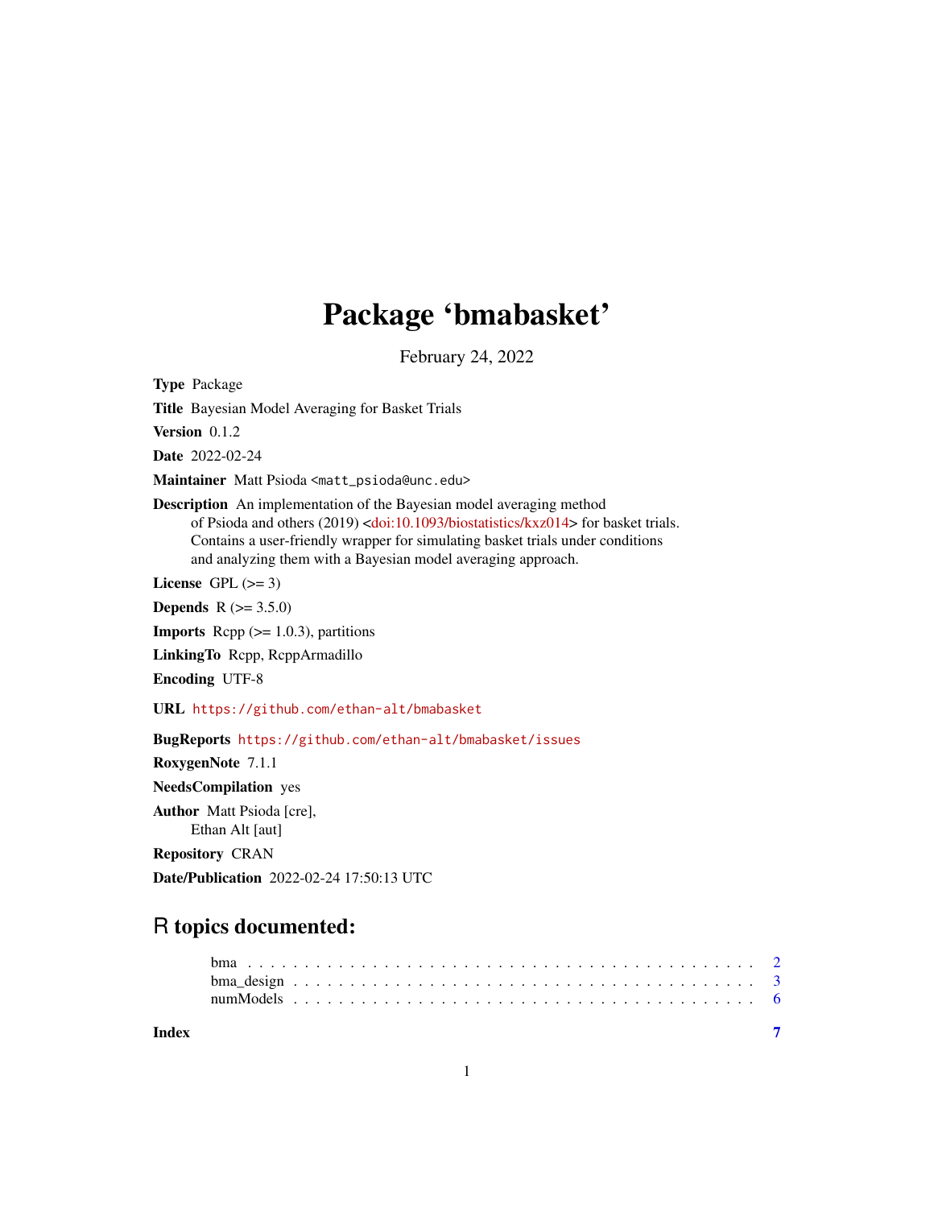# Package 'bmabasket'

February 24, 2022

**Type** Package

**Title** Bayesian Model Averaging for Basket Trials

**Version** 0.1.2

**Date** 2022-02-24

**Maintainer** Matt Psioda <matt_psioda@unc.edu>

**Description** An implementation of the Bayesian model averaging method of Psioda and others (2019) <doi:10.1093/biostatistics/kxz014> for basket trials. Contains a user-friendly wrapper for simulating basket trials under conditions and analyzing them with a Bayesian model averaging approach.

**License** GPL (>= 3)

**Depends** R (>= 3.5.0)

**Imports** Rcpp (>= 1.0.3), partitions

**LinkingTo** Rcpp, RcppArmadillo

**Encoding** UTF-8

**URL** https://github.com/ethan-alt/bmabasket

**BugReports** https://github.com/ethan-alt/bmabasket/issues

**RoxygenNote** 7.1.1

**NeedsCompilation** yes

**Author** Matt Psioda [cre],
Ethan Alt [aut]

**Repository** CRAN

**Date/Publication** 2022-02-24 17:50:13 UTC

## R topics documented:

bma . . . . . . . . . . . . . . . . . . . . . . . . . . . . . . . . . . . . . . . . . . 2
bma_design . . . . . . . . . . . . . . . . . . . . . . . . . . . . . . . . . . . . . . 3
numModels . . . . . . . . . . . . . . . . . . . . . . . . . . . . . . . . . . . . . . 6

**Index** **7**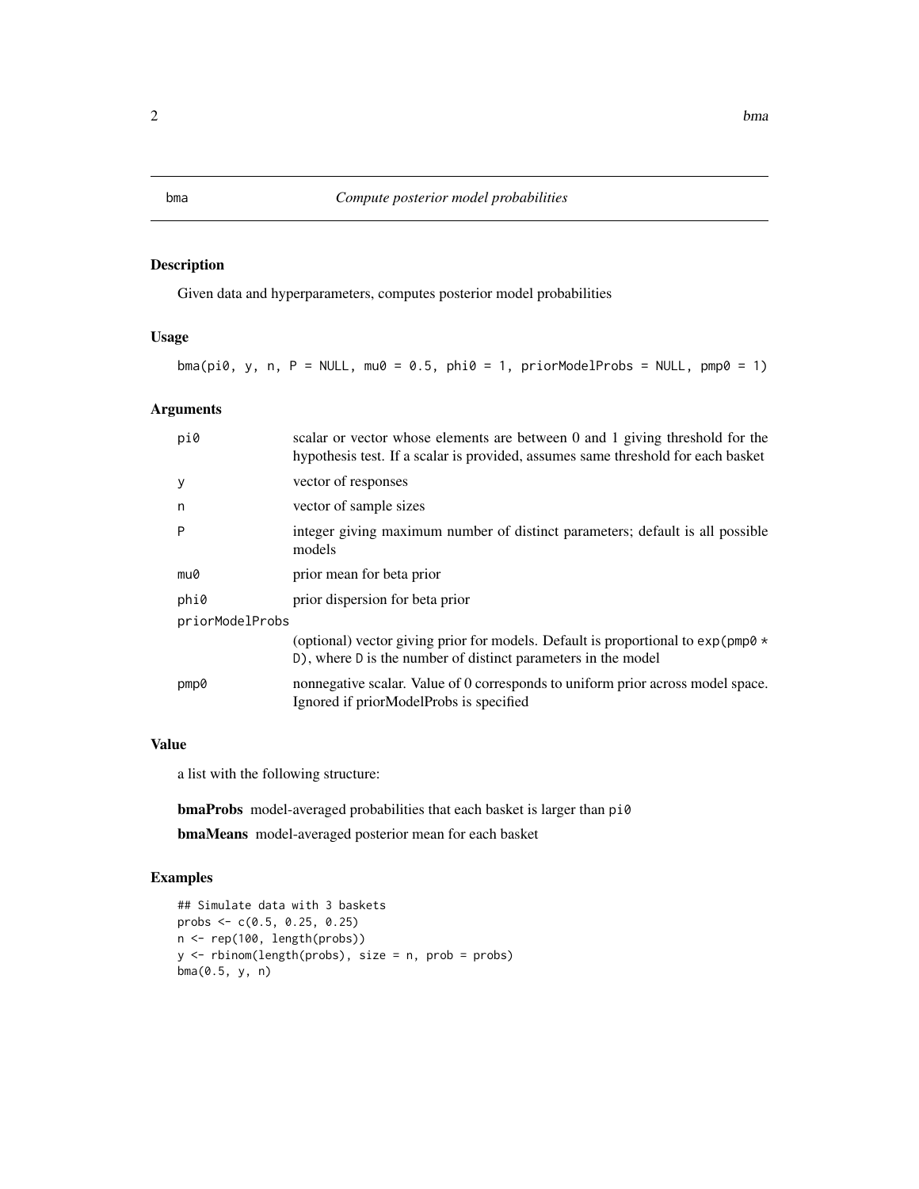# bma — *Compute posterior model probabilities*

## Description

Given data and hyperparameters, computes posterior model probabilities

## Usage

```
bma(pi0, y, n, P = NULL, mu0 = 0.5, phi0 = 1, priorModelProbs = NULL, pmp0 = 1)
```

## Arguments

| | |
|---|---|
| `pi0` | scalar or vector whose elements are between 0 and 1 giving threshold for the hypothesis test. If a scalar is provided, assumes same threshold for each basket |
| `y` | vector of responses |
| `n` | vector of sample sizes |
| `P` | integer giving maximum number of distinct parameters; default is all possible models |
| `mu0` | prior mean for beta prior |
| `phi0` | prior dispersion for beta prior |
| `priorModelProbs` | (optional) vector giving prior for models. Default is proportional to `exp(pmp0 * D)`, where `D` is the number of distinct parameters in the model |
| `pmp0` | nonnegative scalar. Value of 0 corresponds to uniform prior across model space. Ignored if priorModelProbs is specified |

## Value

a list with the following structure:

**bmaProbs** model-averaged probabilities that each basket is larger than `pi0`

**bmaMeans** model-averaged posterior mean for each basket

## Examples

```
## Simulate data with 3 baskets
probs <- c(0.5, 0.25, 0.25)
n <- rep(100, length(probs))
y <- rbinom(length(probs), size = n, prob = probs)
bma(0.5, y, n)
```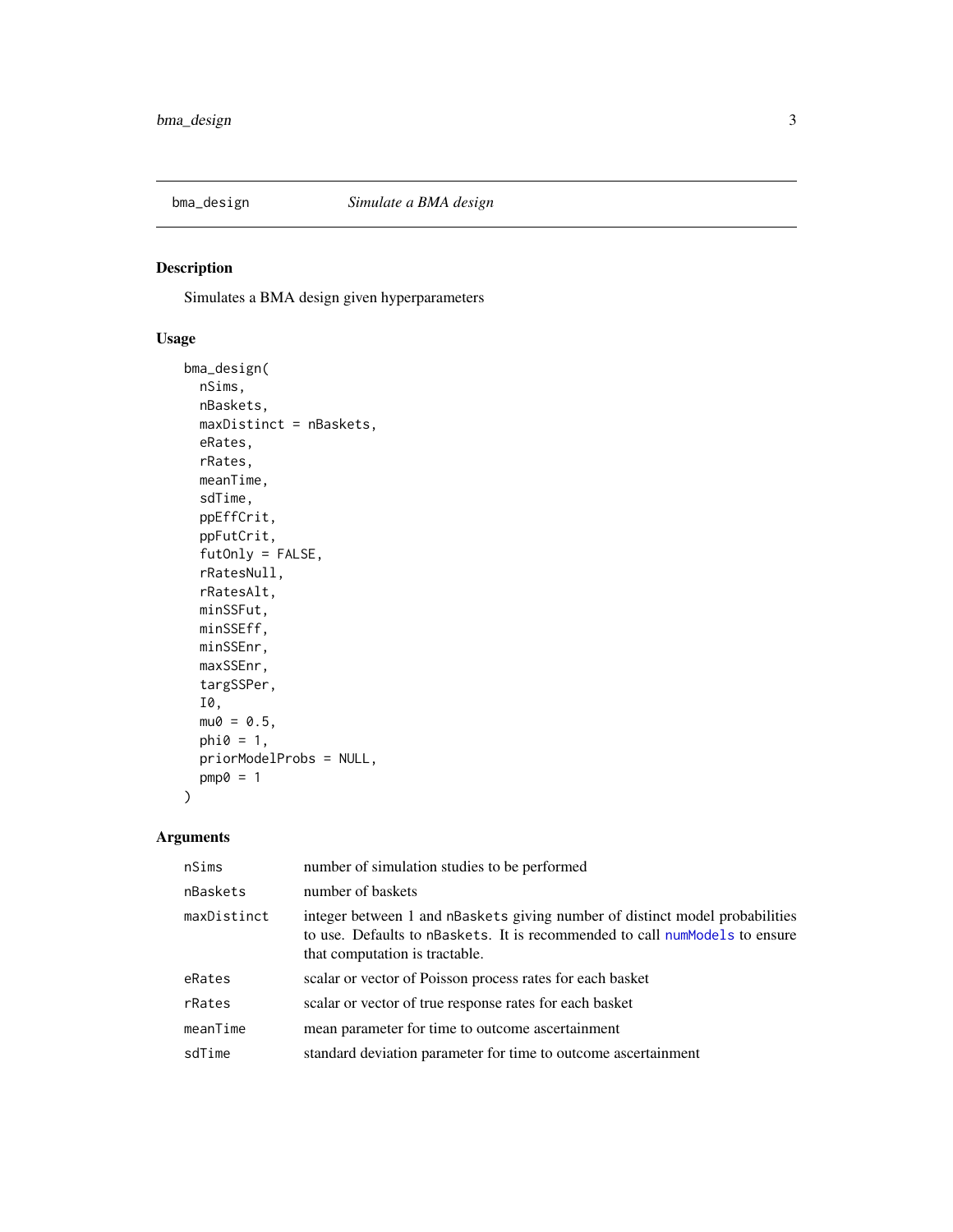# bma_design *Simulate a BMA design*

## Description

Simulates a BMA design given hyperparameters

## Usage

```
bma_design(
  nSims,
  nBaskets,
  maxDistinct = nBaskets,
  eRates,
  rRates,
  meanTime,
  sdTime,
  ppEffCrit,
  ppFutCrit,
  futOnly = FALSE,
  rRatesNull,
  rRatesAlt,
  minSSFut,
  minSSEff,
  minSSEnr,
  maxSSEnr,
  targSSPer,
  I0,
  mu0 = 0.5,
  phi0 = 1,
  priorModelProbs = NULL,
  pmp0 = 1
)
```

## Arguments

| | |
|---|---|
| nSims | number of simulation studies to be performed |
| nBaskets | number of baskets |
| maxDistinct | integer between 1 and nBaskets giving number of distinct model probabilities to use. Defaults to nBaskets. It is recommended to call numModels to ensure that computation is tractable. |
| eRates | scalar or vector of Poisson process rates for each basket |
| rRates | scalar or vector of true response rates for each basket |
| meanTime | mean parameter for time to outcome ascertainment |
| sdTime | standard deviation parameter for time to outcome ascertainment |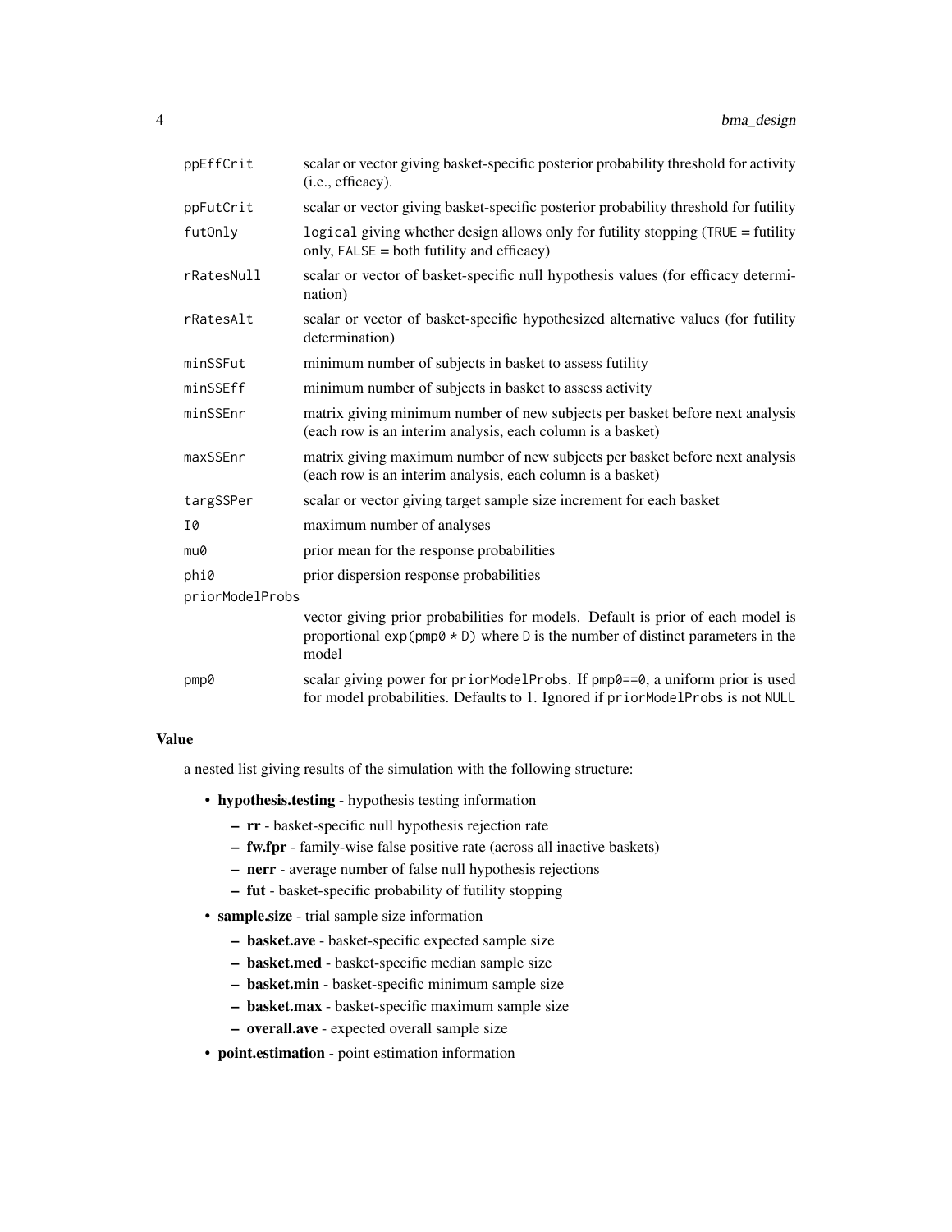| | |
|---|---|
| `ppEffCrit` | scalar or vector giving basket-specific posterior probability threshold for activity (i.e., efficacy). |
| `ppFutCrit` | scalar or vector giving basket-specific posterior probability threshold for futility |
| `futOnly` | `logical` giving whether design allows only for futility stopping (`TRUE` = futility only, `FALSE` = both futility and efficacy) |
| `rRatesNull` | scalar or vector of basket-specific null hypothesis values (for efficacy determination) |
| `rRatesAlt` | scalar or vector of basket-specific hypothesized alternative values (for futility determination) |
| `minSSFut` | minimum number of subjects in basket to assess futility |
| `minSSEff` | minimum number of subjects in basket to assess activity |
| `minSSEnr` | matrix giving minimum number of new subjects per basket before next analysis (each row is an interim analysis, each column is a basket) |
| `maxSSEnr` | matrix giving maximum number of new subjects per basket before next analysis (each row is an interim analysis, each column is a basket) |
| `targSSPer` | scalar or vector giving target sample size increment for each basket |
| `I0` | maximum number of analyses |
| `mu0` | prior mean for the response probabilities |
| `phi0` | prior dispersion response probabilities |
| `priorModelProbs` | vector giving prior probabilities for models. Default is prior of each model is proportional `exp(pmp0 * D)` where `D` is the number of distinct parameters in the model |
| `pmp0` | scalar giving power for `priorModelProbs`. If `pmp0==0`, a uniform prior is used for model probabilities. Defaults to 1. Ignored if `priorModelProbs` is not `NULL` |

## Value

a nested list giving results of the simulation with the following structure:

- **hypothesis.testing** - hypothesis testing information
  - **rr** - basket-specific null hypothesis rejection rate
  - **fw.fpr** - family-wise false positive rate (across all inactive baskets)
  - **nerr** - average number of false null hypothesis rejections
  - **fut** - basket-specific probability of futility stopping
- **sample.size** - trial sample size information
  - **basket.ave** - basket-specific expected sample size
  - **basket.med** - basket-specific median sample size
  - **basket.min** - basket-specific minimum sample size
  - **basket.max** - basket-specific maximum sample size
  - **overall.ave** - expected overall sample size
- **point.estimation** - point estimation information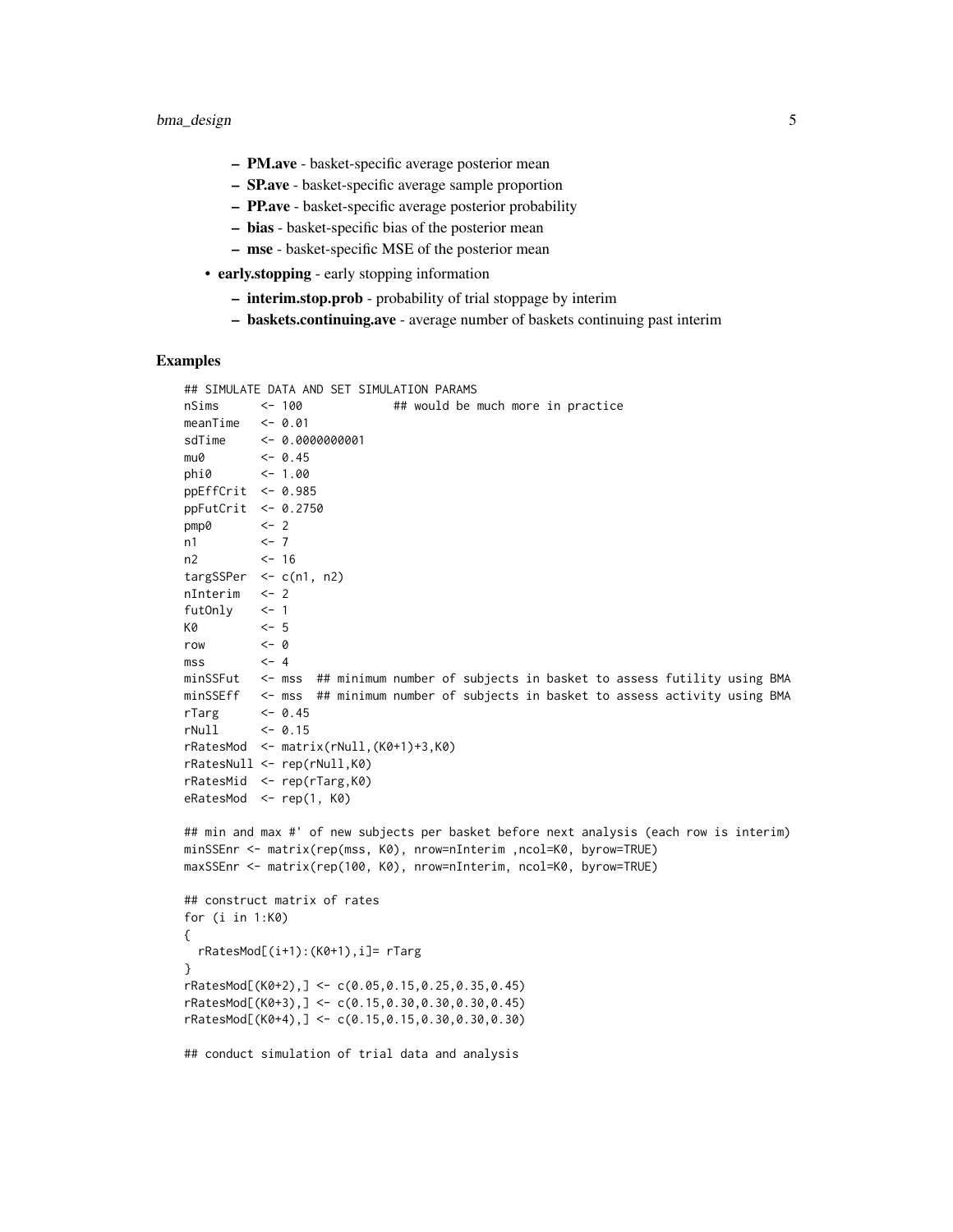- **PM.ave** - basket-specific average posterior mean
  - **SP.ave** - basket-specific average sample proportion
  - **PP.ave** - basket-specific average posterior probability
  - **bias** - basket-specific bias of the posterior mean
  - **mse** - basket-specific MSE of the posterior mean

- **early.stopping** - early stopping information
  - **interim.stop.prob** - probability of trial stoppage by interim
  - **baskets.continuing.ave** - average number of baskets continuing past interim

## Examples

```
## SIMULATE DATA AND SET SIMULATION PARAMS
nSims      <- 100            ## would be much more in practice
meanTime   <- 0.01
sdTime     <- 0.0000000001
mu0        <- 0.45
phi0       <- 1.00
ppEffCrit  <- 0.985
ppFutCrit  <- 0.2750
pmp0       <- 2
n1         <- 7
n2         <- 16
targSSPer  <- c(n1, n2)
nInterim   <- 2
futOnly    <- 1
K0         <- 5
row        <- 0
mss        <- 4
minSSFut   <- mss  ## minimum number of subjects in basket to assess futility using BMA
minSSEff   <- mss  ## minimum number of subjects in basket to assess activity using BMA
rTarg      <- 0.45
rNull      <- 0.15
rRatesMod  <- matrix(rNull,(K0+1)+3,K0)
rRatesNull <- rep(rNull,K0)
rRatesMid  <- rep(rTarg,K0)
eRatesMod  <- rep(1, K0)

## min and max #' of new subjects per basket before next analysis (each row is interim)
minSSEnr <- matrix(rep(mss, K0), nrow=nInterim ,ncol=K0, byrow=TRUE)
maxSSEnr <- matrix(rep(100, K0), nrow=nInterim, ncol=K0, byrow=TRUE)

## construct matrix of rates
for (i in 1:K0)
{
  rRatesMod[(i+1):(K0+1),i]= rTarg
}
rRatesMod[(K0+2),] <- c(0.05,0.15,0.25,0.35,0.45)
rRatesMod[(K0+3),] <- c(0.15,0.30,0.30,0.30,0.45)
rRatesMod[(K0+4),] <- c(0.15,0.15,0.30,0.30,0.30)

## conduct simulation of trial data and analysis
```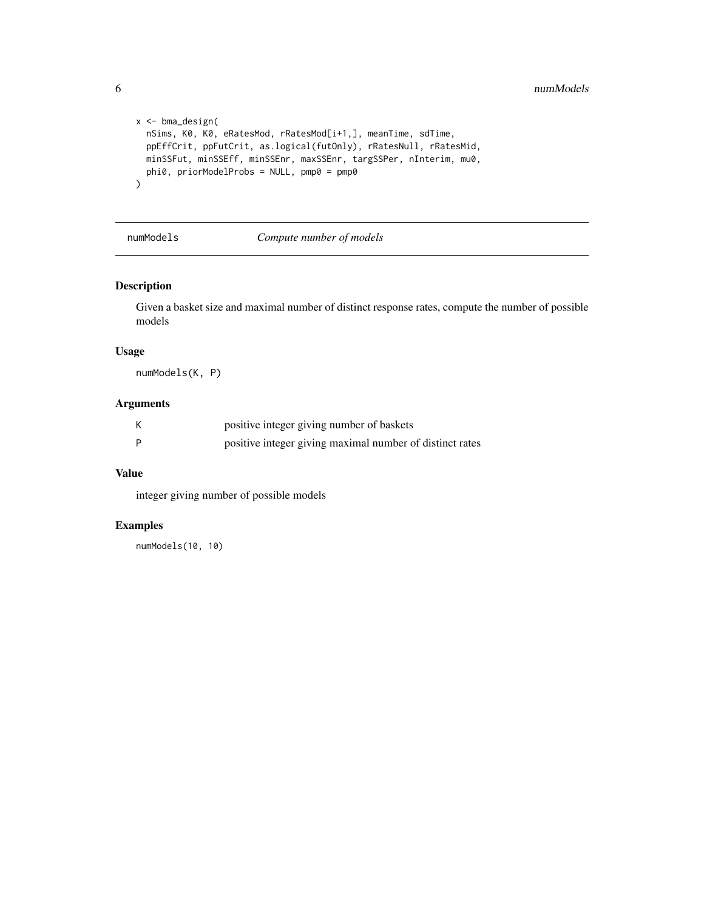```
x <- bma_design(
  nSims, K0, K0, eRatesMod, rRatesMod[i+1,], meanTime, sdTime,
  ppEffCrit, ppFutCrit, as.logical(futOnly), rRatesNull, rRatesMid,
  minSSFut, minSSEff, minSSEnr, maxSSEnr, targSSPer, nInterim, mu0,
  phi0, priorModelProbs = NULL, pmp0 = pmp0
)
```

## numModels — *Compute number of models*

### Description

Given a basket size and maximal number of distinct response rates, compute the number of possible models

### Usage

```
numModels(K, P)
```

### Arguments

| | |
|---|---|
| K | positive integer giving number of baskets |
| P | positive integer giving maximal number of distinct rates |

### Value

integer giving number of possible models

### Examples

```
numModels(10, 10)
```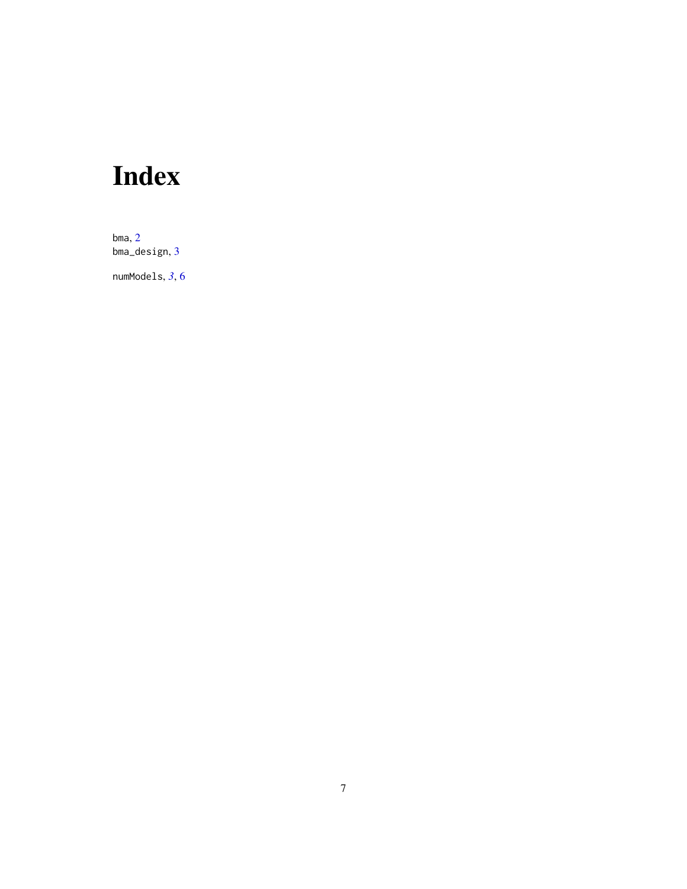# Index

bma, 2  
bma_design, 3

numModels, *3*, 6